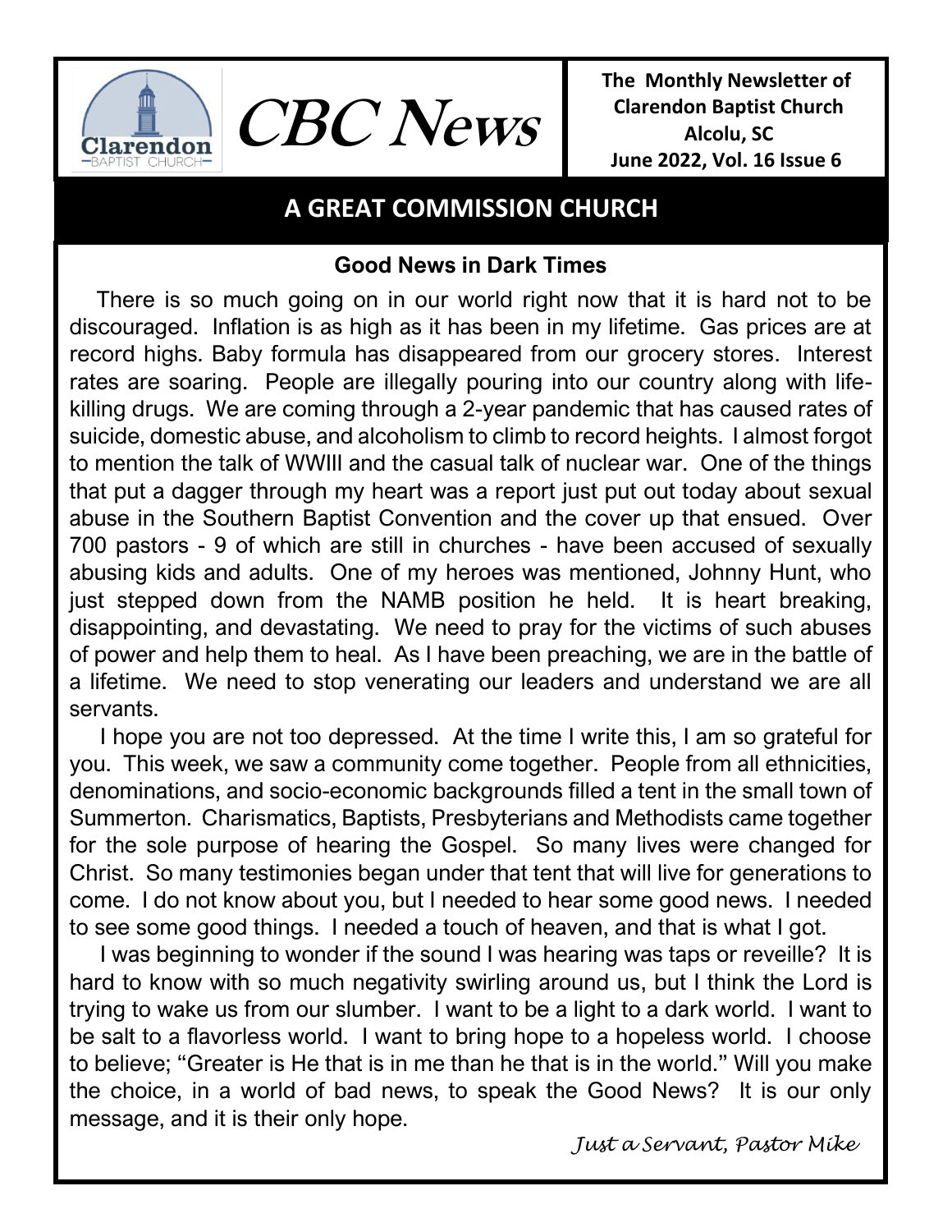# CBC News

**The Monthly Newsletter of Clarendon Baptist Church**
**Alcolu, SC**
**June 2022, Vol. 16 Issue 6**

## A GREAT COMMISSION CHURCH

### Good News in Dark Times

There is so much going on in our world right now that it is hard not to be discouraged. Inflation is as high as it has been in my lifetime. Gas prices are at record highs. Baby formula has disappeared from our grocery stores. Interest rates are soaring. People are illegally pouring into our country along with life-killing drugs. We are coming through a 2-year pandemic that has caused rates of suicide, domestic abuse, and alcoholism to climb to record heights. I almost forgot to mention the talk of WWIII and the casual talk of nuclear war. One of the things that put a dagger through my heart was a report just put out today about sexual abuse in the Southern Baptist Convention and the cover up that ensued. Over 700 pastors - 9 of which are still in churches - have been accused of sexually abusing kids and adults. One of my heroes was mentioned, Johnny Hunt, who just stepped down from the NAMB position he held. It is heart breaking, disappointing, and devastating. We need to pray for the victims of such abuses of power and help them to heal. As I have been preaching, we are in the battle of a lifetime. We need to stop venerating our leaders and understand we are all servants.

I hope you are not too depressed. At the time I write this, I am so grateful for you. This week, we saw a community come together. People from all ethnicities, denominations, and socio-economic backgrounds filled a tent in the small town of Summerton. Charismatics, Baptists, Presbyterians and Methodists came together for the sole purpose of hearing the Gospel. So many lives were changed for Christ. So many testimonies began under that tent that will live for generations to come. I do not know about you, but I needed to hear some good news. I needed to see some good things. I needed a touch of heaven, and that is what I got.

I was beginning to wonder if the sound I was hearing was taps or reveille? It is hard to know with so much negativity swirling around us, but I think the Lord is trying to wake us from our slumber. I want to be a light to a dark world. I want to be salt to a flavorless world. I want to bring hope to a hopeless world. I choose to believe; "Greater is He that is in me than he that is in the world." Will you make the choice, in a world of bad news, to speak the Good News? It is our only message, and it is their only hope.

*Just a Servant, Pastor Mike*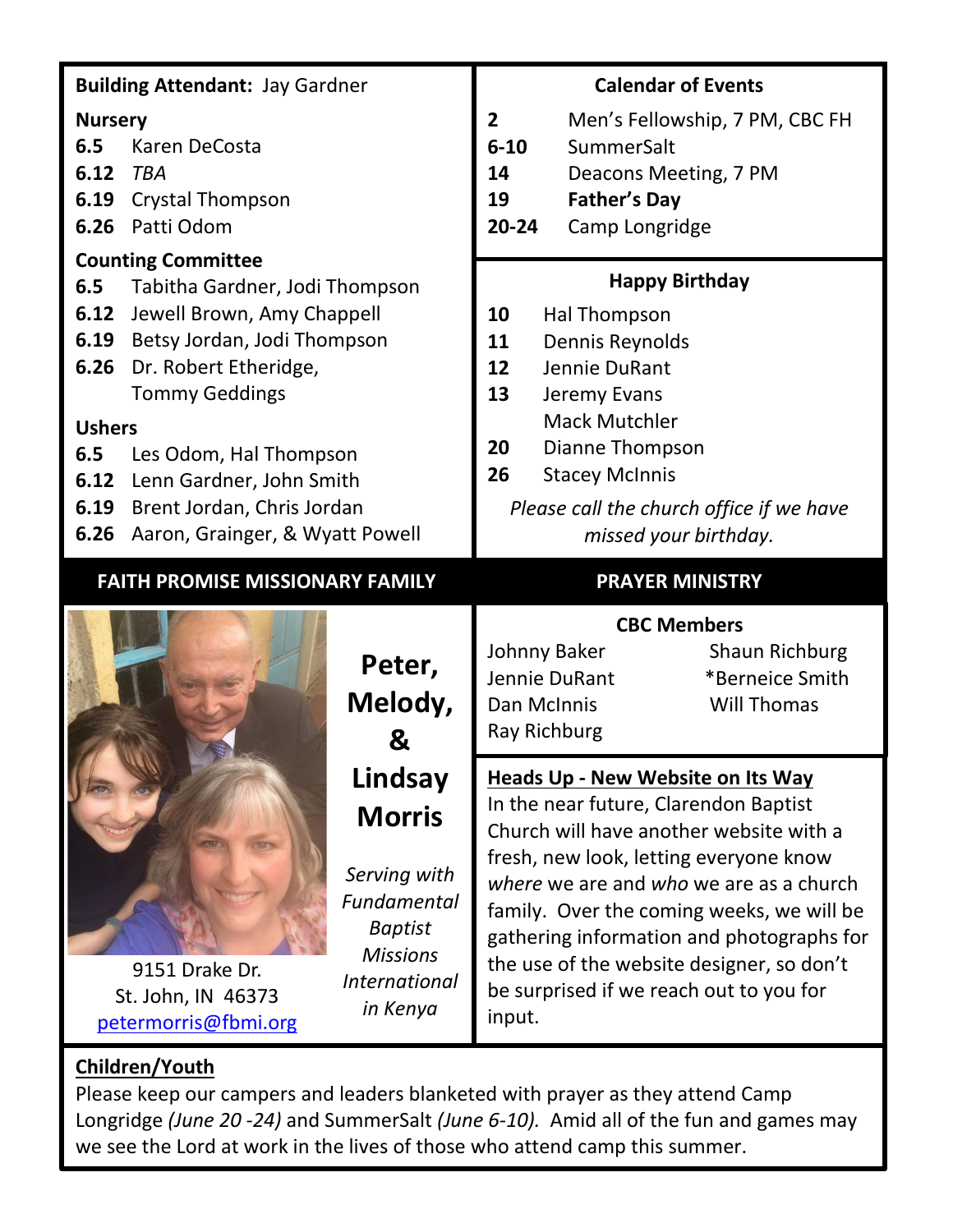**Building Attendant:** Jay Gardner

**Nursery**

| | |
|---|---|
| **6.5** | Karen DeCosta |
| **6.12** | *TBA* |
| **6.19** | Crystal Thompson |
| **6.26** | Patti Odom |

**Counting Committee**

| | |
|---|---|
| **6.5** | Tabitha Gardner, Jodi Thompson |
| **6.12** | Jewell Brown, Amy Chappell |
| **6.19** | Betsy Jordan, Jodi Thompson |
| **6.26** | Dr. Robert Etheridge, Tommy Geddings |

**Ushers**

| | |
|---|---|
| **6.5** | Les Odom, Hal Thompson |
| **6.12** | Lenn Gardner, John Smith |
| **6.19** | Brent Jordan, Chris Jordan |
| **6.26** | Aaron, Grainger, & Wyatt Powell |

## Calendar of Events

| | |
|---|---|
| **2** | Men's Fellowship, 7 PM, CBC FH |
| **6-10** | SummerSalt |
| **14** | Deacons Meeting, 7 PM |
| **19** | **Father's Day** |
| **20-24** | Camp Longridge |

## Happy Birthday

| | |
|---|---|
| **10** | Hal Thompson |
| **11** | Dennis Reynolds |
| **12** | Jennie DuRant |
| **13** | Jeremy Evans<br>Mack Mutchler |
| **20** | Dianne Thompson |
| **26** | Stacey McInnis |

*Please call the church office if we have missed your birthday.*

## FAITH PROMISE MISSIONARY FAMILY

**Peter, Melody, & Lindsay Morris**

*Serving with Fundamental Baptist Missions International in Kenya*

9151 Drake Dr.
St. John, IN 46373
petermorris@fbmi.org

## PRAYER MINISTRY

**CBC Members**

Johnny Baker
Jennie DuRant
Dan McInnis
Ray Richburg
Shaun Richburg
*Berneice Smith
Will Thomas

**Heads Up - New Website on Its Way**

In the near future, Clarendon Baptist Church will have another website with a fresh, new look, letting everyone know *where* we are and *who* we are as a church family. Over the coming weeks, we will be gathering information and photographs for the use of the website designer, so don't be surprised if we reach out to you for input.

**Children/Youth**

Please keep our campers and leaders blanketed with prayer as they attend Camp Longridge *(June 20 -24)* and SummerSalt *(June 6-10).* Amid all of the fun and games may we see the Lord at work in the lives of those who attend camp this summer.